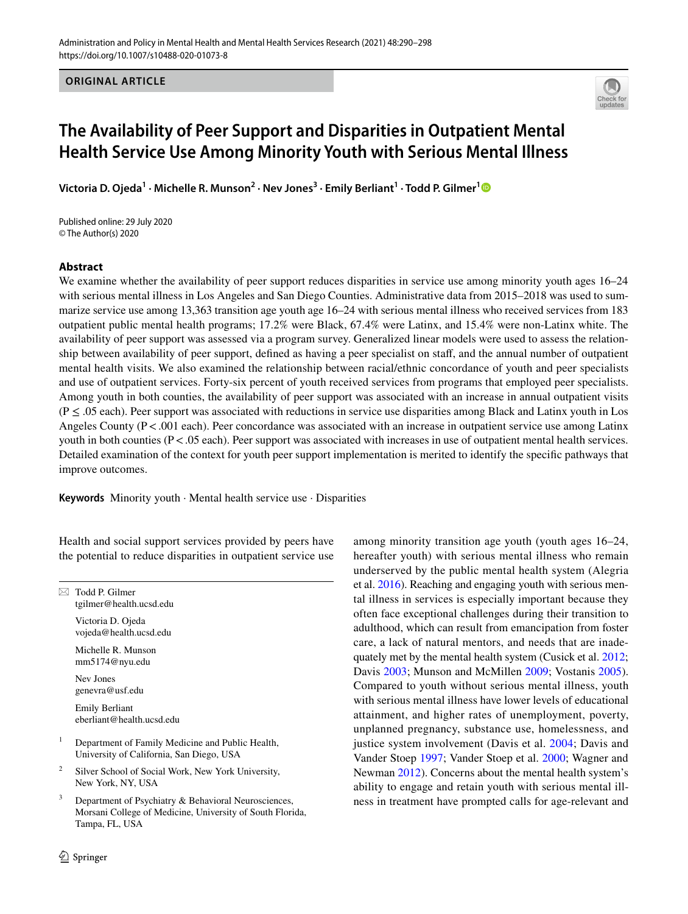ORIGINAL ARTICLE

# The Availability of Peer Support and Disparities in Outpatient Mental Health Service Use Among Minority Youth with Serious Mental Illness

**Victoria D. Ojeda[1] · Michelle R. Munson[2] · Nev Jones[3] · Emily Berliant[1] · Todd P. Gilmer[1]**

Published online: 29 July 2020
© The Author(s) 2020

## Abstract

We examine whether the availability of peer support reduces disparities in service use among minority youth ages 16–24 with serious mental illness in Los Angeles and San Diego Counties. Administrative data from 2015–2018 was used to summarize service use among 13,363 transition age youth age 16–24 with serious mental illness who received services from 183 outpatient public mental health programs; 17.2% were Black, 67.4% were Latinx, and 15.4% were non-Latinx white. The availability of peer support was assessed via a program survey. Generalized linear models were used to assess the relationship between availability of peer support, defined as having a peer specialist on staff, and the annual number of outpatient mental health visits. We also examined the relationship between racial/ethnic concordance of youth and peer specialists and use of outpatient services. Forty-six percent of youth received services from programs that employed peer specialists. Among youth in both counties, the availability of peer support was associated with an increase in annual outpatient visits ($P \leq .05$ each). Peer support was associated with reductions in service use disparities among Black and Latinx youth in Los Angeles County ($P < .001$ each). Peer concordance was associated with an increase in outpatient service use among Latinx youth in both counties ($P < .05$ each). Peer support was associated with increases in use of outpatient mental health services. Detailed examination of the context for youth peer support implementation is merited to identify the specific pathways that improve outcomes.

**Keywords** Minority youth · Mental health service use · Disparities

Health and social support services provided by peers have the potential to reduce disparities in outpatient service use among minority transition age youth (youth ages 16–24, hereafter youth) with serious mental illness who remain underserved by the public mental health system (Alegria et al. 2016). Reaching and engaging youth with serious mental illness in services is especially important because they often face exceptional challenges during their transition to adulthood, which can result from emancipation from foster care, a lack of natural mentors, and needs that are inadequately met by the mental health system (Cusick et al. 2012; Davis 2003; Munson and McMillen 2009; Vostanis 2005). Compared to youth without serious mental illness, youth with serious mental illness have lower levels of educational attainment, and higher rates of unemployment, poverty, unplanned pregnancy, substance use, homelessness, and justice system involvement (Davis et al. 2004; Davis and Vander Stoep 1997; Vander Stoep et al. 2000; Wagner and Newman 2012). Concerns about the mental health system's ability to engage and retain youth with serious mental illness in treatment have prompted calls for age-relevant and

---

✉ Todd P. Gilmer
tgilmer@health.ucsd.edu

Victoria D. Ojeda
vojeda@health.ucsd.edu

Michelle R. Munson
mm5174@nyu.edu

Nev Jones
genevra@usf.edu

Emily Berliant
eberliant@health.ucsd.edu

[1] Department of Family Medicine and Public Health, University of California, San Diego, USA

[2] Silver School of Social Work, New York University, New York, NY, USA

[3] Department of Psychiatry & Behavioral Neurosciences, Morsani College of Medicine, University of South Florida, Tampa, FL, USA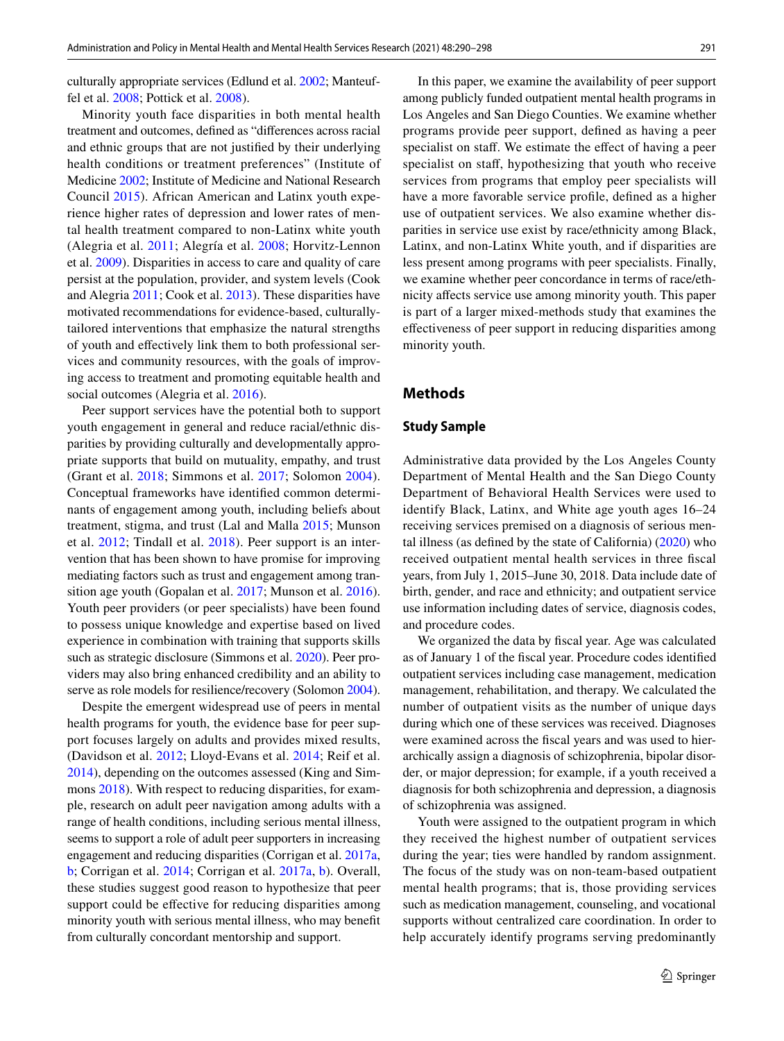culturally appropriate services (Edlund et al. 2002; Manteuffel et al. 2008; Pottick et al. 2008).

Minority youth face disparities in both mental health treatment and outcomes, defined as "differences across racial and ethnic groups that are not justified by their underlying health conditions or treatment preferences" (Institute of Medicine 2002; Institute of Medicine and National Research Council 2015). African American and Latinx youth experience higher rates of depression and lower rates of mental health treatment compared to non-Latinx white youth (Alegria et al. 2011; Alegría et al. 2008; Horvitz-Lennon et al. 2009). Disparities in access to care and quality of care persist at the population, provider, and system levels (Cook and Alegria 2011; Cook et al. 2013). These disparities have motivated recommendations for evidence-based, culturally-tailored interventions that emphasize the natural strengths of youth and effectively link them to both professional services and community resources, with the goals of improving access to treatment and promoting equitable health and social outcomes (Alegria et al. 2016).

Peer support services have the potential both to support youth engagement in general and reduce racial/ethnic disparities by providing culturally and developmentally appropriate supports that build on mutuality, empathy, and trust (Grant et al. 2018; Simmons et al. 2017; Solomon 2004). Conceptual frameworks have identified common determinants of engagement among youth, including beliefs about treatment, stigma, and trust (Lal and Malla 2015; Munson et al. 2012; Tindall et al. 2018). Peer support is an intervention that has been shown to have promise for improving mediating factors such as trust and engagement among transition age youth (Gopalan et al. 2017; Munson et al. 2016). Youth peer providers (or peer specialists) have been found to possess unique knowledge and expertise based on lived experience in combination with training that supports skills such as strategic disclosure (Simmons et al. 2020). Peer providers may also bring enhanced credibility and an ability to serve as role models for resilience/recovery (Solomon 2004).

Despite the emergent widespread use of peers in mental health programs for youth, the evidence base for peer support focuses largely on adults and provides mixed results, (Davidson et al. 2012; Lloyd-Evans et al. 2014; Reif et al. 2014), depending on the outcomes assessed (King and Simmons 2018). With respect to reducing disparities, for example, research on adult peer navigation among adults with a range of health conditions, including serious mental illness, seems to support a role of adult peer supporters in increasing engagement and reducing disparities (Corrigan et al. 2017a, b; Corrigan et al. 2014; Corrigan et al. 2017a, b). Overall, these studies suggest good reason to hypothesize that peer support could be effective for reducing disparities among minority youth with serious mental illness, who may benefit from culturally concordant mentorship and support.

In this paper, we examine the availability of peer support among publicly funded outpatient mental health programs in Los Angeles and San Diego Counties. We examine whether programs provide peer support, defined as having a peer specialist on staff. We estimate the effect of having a peer specialist on staff, hypothesizing that youth who receive services from programs that employ peer specialists will have a more favorable service profile, defined as a higher use of outpatient services. We also examine whether disparities in service use exist by race/ethnicity among Black, Latinx, and non-Latinx White youth, and if disparities are less present among programs with peer specialists. Finally, we examine whether peer concordance in terms of race/ethnicity affects service use among minority youth. This paper is part of a larger mixed-methods study that examines the effectiveness of peer support in reducing disparities among minority youth.

## Methods

### Study Sample

Administrative data provided by the Los Angeles County Department of Mental Health and the San Diego County Department of Behavioral Health Services were used to identify Black, Latinx, and White age youth ages 16–24 receiving services premised on a diagnosis of serious mental illness (as defined by the state of California) (2020) who received outpatient mental health services in three fiscal years, from July 1, 2015–June 30, 2018. Data include date of birth, gender, and race and ethnicity; and outpatient service use information including dates of service, diagnosis codes, and procedure codes.

We organized the data by fiscal year. Age was calculated as of January 1 of the fiscal year. Procedure codes identified outpatient services including case management, medication management, rehabilitation, and therapy. We calculated the number of outpatient visits as the number of unique days during which one of these services was received. Diagnoses were examined across the fiscal years and was used to hierarchically assign a diagnosis of schizophrenia, bipolar disorder, or major depression; for example, if a youth received a diagnosis for both schizophrenia and depression, a diagnosis of schizophrenia was assigned.

Youth were assigned to the outpatient program in which they received the highest number of outpatient services during the year; ties were handled by random assignment. The focus of the study was on non-team-based outpatient mental health programs; that is, those providing services such as medication management, counseling, and vocational supports without centralized care coordination. In order to help accurately identify programs serving predominantly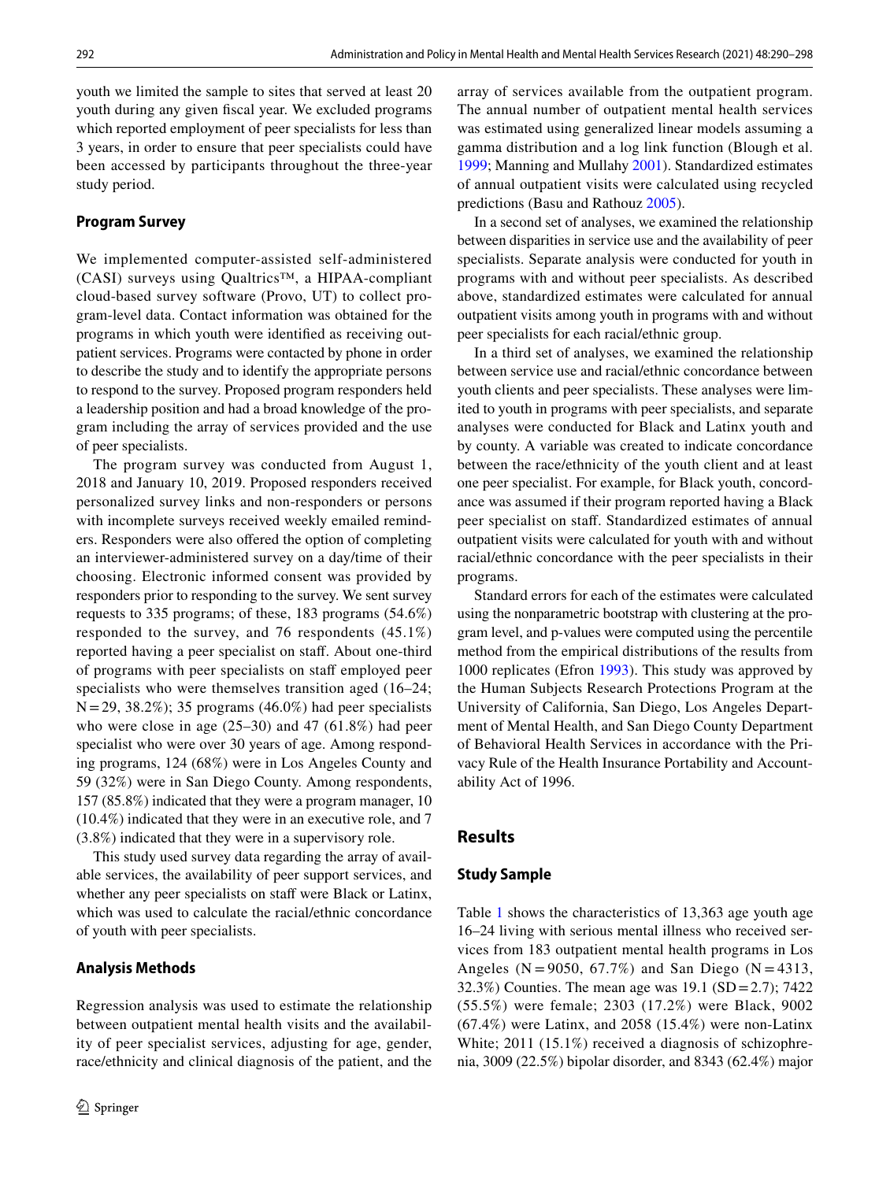youth we limited the sample to sites that served at least 20 youth during any given fiscal year. We excluded programs which reported employment of peer specialists for less than 3 years, in order to ensure that peer specialists could have been accessed by participants throughout the three-year study period.

### Program Survey

We implemented computer-assisted self-administered (CASI) surveys using Qualtrics™, a HIPAA-compliant cloud-based survey software (Provo, UT) to collect program-level data. Contact information was obtained for the programs in which youth were identified as receiving outpatient services. Programs were contacted by phone in order to describe the study and to identify the appropriate persons to respond to the survey. Proposed program responders held a leadership position and had a broad knowledge of the program including the array of services provided and the use of peer specialists.

The program survey was conducted from August 1, 2018 and January 10, 2019. Proposed responders received personalized survey links and non-responders or persons with incomplete surveys received weekly emailed reminders. Responders were also offered the option of completing an interviewer-administered survey on a day/time of their choosing. Electronic informed consent was provided by responders prior to responding to the survey. We sent survey requests to 335 programs; of these, 183 programs (54.6%) responded to the survey, and 76 respondents (45.1%) reported having a peer specialist on staff. About one-third of programs with peer specialists on staff employed peer specialists who were themselves transition aged (16–24; N = 29, 38.2%); 35 programs (46.0%) had peer specialists who were close in age (25–30) and 47 (61.8%) had peer specialist who were over 30 years of age. Among responding programs, 124 (68%) were in Los Angeles County and 59 (32%) were in San Diego County. Among respondents, 157 (85.8%) indicated that they were a program manager, 10 (10.4%) indicated that they were in an executive role, and 7 (3.8%) indicated that they were in a supervisory role.

This study used survey data regarding the array of available services, the availability of peer support services, and whether any peer specialists on staff were Black or Latinx, which was used to calculate the racial/ethnic concordance of youth with peer specialists.

### Analysis Methods

Regression analysis was used to estimate the relationship between outpatient mental health visits and the availability of peer specialist services, adjusting for age, gender, race/ethnicity and clinical diagnosis of the patient, and the array of services available from the outpatient program. The annual number of outpatient mental health services was estimated using generalized linear models assuming a gamma distribution and a log link function (Blough et al. 1999; Manning and Mullahy 2001). Standardized estimates of annual outpatient visits were calculated using recycled predictions (Basu and Rathouz 2005).

In a second set of analyses, we examined the relationship between disparities in service use and the availability of peer specialists. Separate analysis were conducted for youth in programs with and without peer specialists. As described above, standardized estimates were calculated for annual outpatient visits among youth in programs with and without peer specialists for each racial/ethnic group.

In a third set of analyses, we examined the relationship between service use and racial/ethnic concordance between youth clients and peer specialists. These analyses were limited to youth in programs with peer specialists, and separate analyses were conducted for Black and Latinx youth and by county. A variable was created to indicate concordance between the race/ethnicity of the youth client and at least one peer specialist. For example, for Black youth, concordance was assumed if their program reported having a Black peer specialist on staff. Standardized estimates of annual outpatient visits were calculated for youth with and without racial/ethnic concordance with the peer specialists in their programs.

Standard errors for each of the estimates were calculated using the nonparametric bootstrap with clustering at the program level, and p-values were computed using the percentile method from the empirical distributions of the results from 1000 replicates (Efron 1993). This study was approved by the Human Subjects Research Protections Program at the University of California, San Diego, Los Angeles Department of Mental Health, and San Diego County Department of Behavioral Health Services in accordance with the Privacy Rule of the Health Insurance Portability and Accountability Act of 1996.

## Results

### Study Sample

Table 1 shows the characteristics of 13,363 age youth age 16–24 living with serious mental illness who received services from 183 outpatient mental health programs in Los Angeles (N = 9050, 67.7%) and San Diego (N = 4313, 32.3%) Counties. The mean age was 19.1 (SD = 2.7); 7422 (55.5%) were female; 2303 (17.2%) were Black, 9002 (67.4%) were Latinx, and 2058 (15.4%) were non-Latinx White; 2011 (15.1%) received a diagnosis of schizophrenia, 3009 (22.5%) bipolar disorder, and 8343 (62.4%) major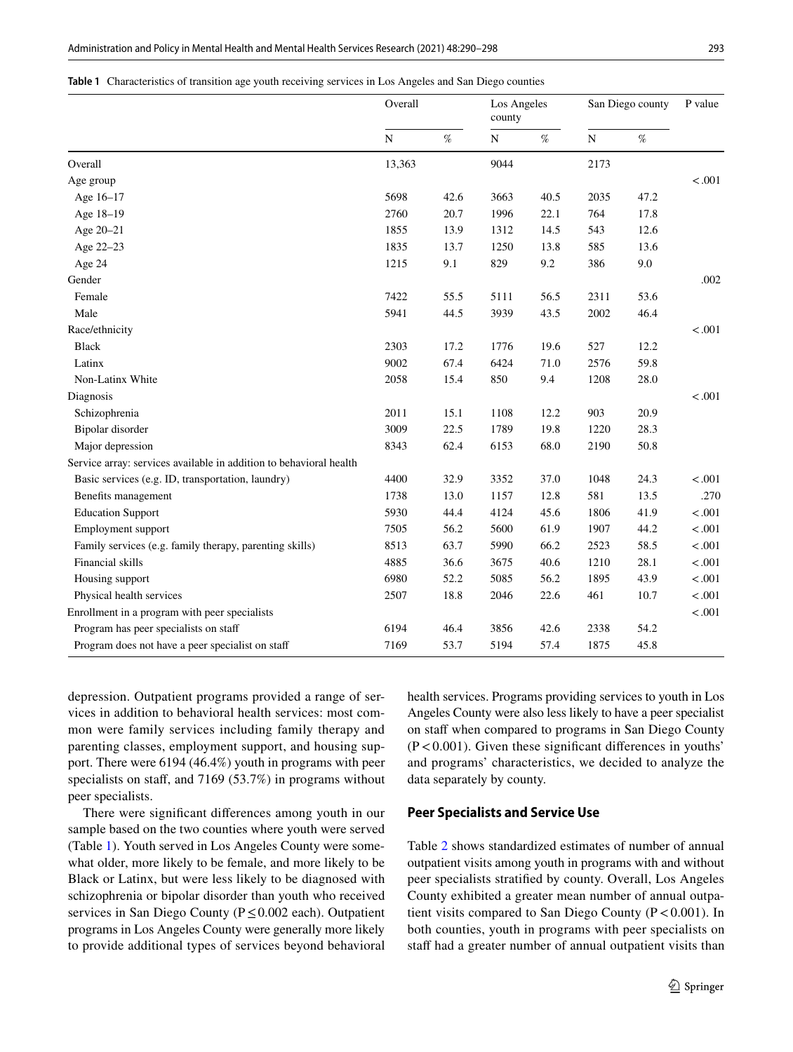**Table 1** Characteristics of transition age youth receiving services in Los Angeles and San Diego counties

| | Overall | | Los Angeles county | | San Diego county | | P value |
|---|---|---|---|---|---|---|---|
| | N | % | N | % | N | % | |
| Overall | 13,363 | | 9044 | | 2173 | | |
| Age group | | | | | | | <.001 |
| Age 16–17 | 5698 | 42.6 | 3663 | 40.5 | 2035 | 47.2 | |
| Age 18–19 | 2760 | 20.7 | 1996 | 22.1 | 764 | 17.8 | |
| Age 20–21 | 1855 | 13.9 | 1312 | 14.5 | 543 | 12.6 | |
| Age 22–23 | 1835 | 13.7 | 1250 | 13.8 | 585 | 13.6 | |
| Age 24 | 1215 | 9.1 | 829 | 9.2 | 386 | 9.0 | |
| Gender | | | | | | | .002 |
| Female | 7422 | 55.5 | 5111 | 56.5 | 2311 | 53.6 | |
| Male | 5941 | 44.5 | 3939 | 43.5 | 2002 | 46.4 | |
| Race/ethnicity | | | | | | | <.001 |
| Black | 2303 | 17.2 | 1776 | 19.6 | 527 | 12.2 | |
| Latinx | 9002 | 67.4 | 6424 | 71.0 | 2576 | 59.8 | |
| Non-Latinx White | 2058 | 15.4 | 850 | 9.4 | 1208 | 28.0 | |
| Diagnosis | | | | | | | <.001 |
| Schizophrenia | 2011 | 15.1 | 1108 | 12.2 | 903 | 20.9 | |
| Bipolar disorder | 3009 | 22.5 | 1789 | 19.8 | 1220 | 28.3 | |
| Major depression | 8343 | 62.4 | 6153 | 68.0 | 2190 | 50.8 | |
| Service array: services available in addition to behavioral health | | | | | | | |
| Basic services (e.g. ID, transportation, laundry) | 4400 | 32.9 | 3352 | 37.0 | 1048 | 24.3 | <.001 |
| Benefits management | 1738 | 13.0 | 1157 | 12.8 | 581 | 13.5 | .270 |
| Education Support | 5930 | 44.4 | 4124 | 45.6 | 1806 | 41.9 | <.001 |
| Employment support | 7505 | 56.2 | 5600 | 61.9 | 1907 | 44.2 | <.001 |
| Family services (e.g. family therapy, parenting skills) | 8513 | 63.7 | 5990 | 66.2 | 2523 | 58.5 | <.001 |
| Financial skills | 4885 | 36.6 | 3675 | 40.6 | 1210 | 28.1 | <.001 |
| Housing support | 6980 | 52.2 | 5085 | 56.2 | 1895 | 43.9 | <.001 |
| Physical health services | 2507 | 18.8 | 2046 | 22.6 | 461 | 10.7 | <.001 |
| Enrollment in a program with peer specialists | | | | | | | <.001 |
| Program has peer specialists on staff | 6194 | 46.4 | 3856 | 42.6 | 2338 | 54.2 | |
| Program does not have a peer specialist on staff | 7169 | 53.7 | 5194 | 57.4 | 1875 | 45.8 | |

depression. Outpatient programs provided a range of services in addition to behavioral health services: most common were family services including family therapy and parenting classes, employment support, and housing support. There were 6194 (46.4%) youth in programs with peer specialists on staff, and 7169 (53.7%) in programs without peer specialists.

There were significant differences among youth in our sample based on the two counties where youth were served (Table 1). Youth served in Los Angeles County were somewhat older, more likely to be female, and more likely to be Black or Latinx, but were less likely to be diagnosed with schizophrenia or bipolar disorder than youth who received services in San Diego County ($P \leq 0.002$ each). Outpatient programs in Los Angeles County were generally more likely to provide additional types of services beyond behavioral health services. Programs providing services to youth in Los Angeles County were also less likely to have a peer specialist on staff when compared to programs in San Diego County ($P < 0.001$). Given these significant differences in youths' and programs' characteristics, we decided to analyze the data separately by county.

## Peer Specialists and Service Use

Table 2 shows standardized estimates of number of annual outpatient visits among youth in programs with and without peer specialists stratified by county. Overall, Los Angeles County exhibited a greater mean number of annual outpatient visits compared to San Diego County ($P < 0.001$). In both counties, youth in programs with peer specialists on staff had a greater number of annual outpatient visits than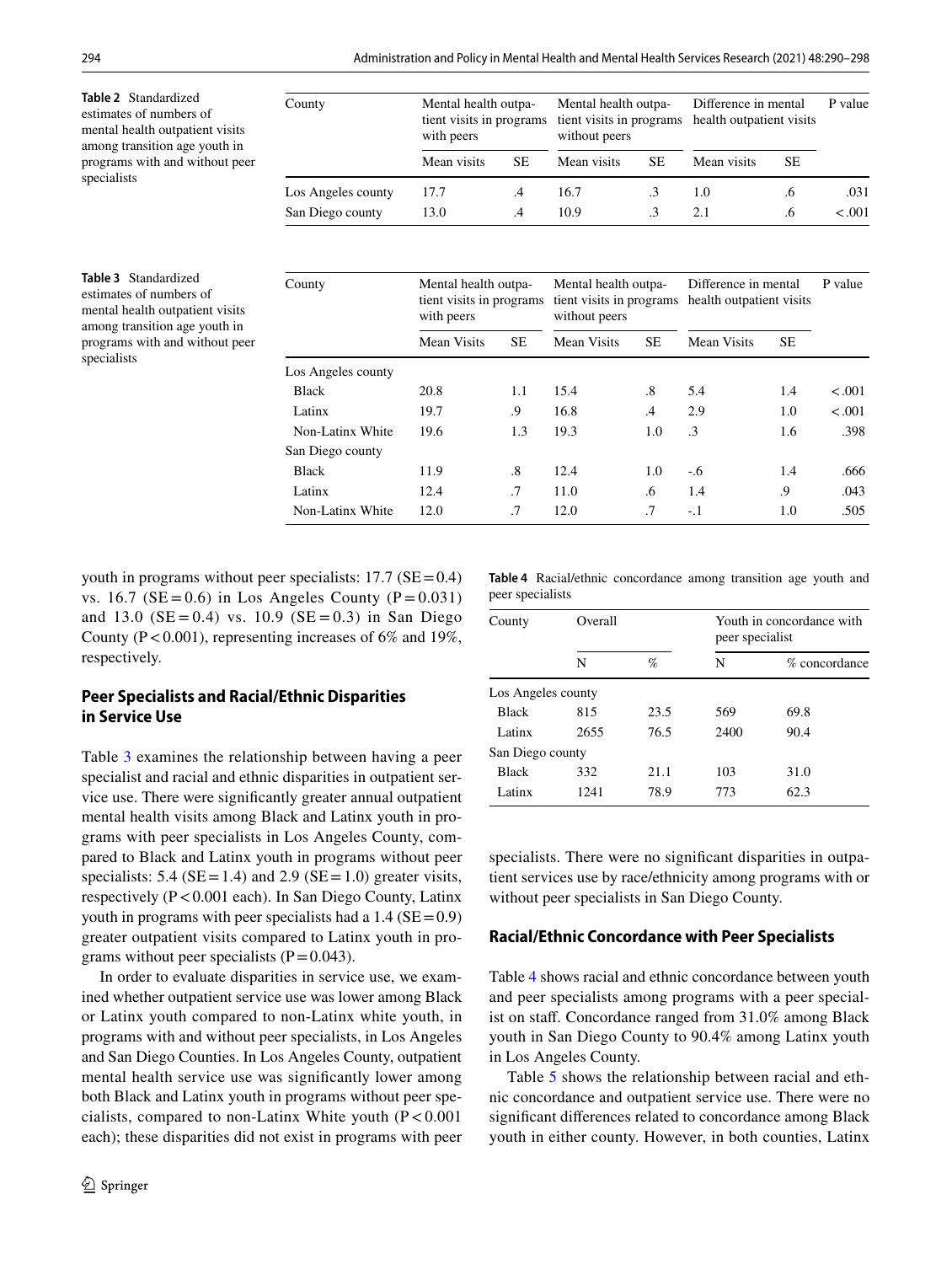**Table 2** Standardized estimates of numbers of mental health outpatient visits among transition age youth in programs with and without peer specialists

| County | Mental health outpatient visits in programs with peers | | Mental health outpatient visits in programs without peers | | Difference in mental health outpatient visits | | P value |
|---|---|---|---|---|---|---|---|
| | Mean visits | SE | Mean visits | SE | Mean visits | SE | |
| Los Angeles county | 17.7 | .4 | 16.7 | .3 | 1.0 | .6 | .031 |
| San Diego county | 13.0 | .4 | 10.9 | .3 | 2.1 | .6 | <.001 |

**Table 3** Standardized estimates of numbers of mental health outpatient visits among transition age youth in programs with and without peer specialists

| County | Mental health outpatient visits in programs with peers | | Mental health outpatient visits in programs without peers | | Difference in mental health outpatient visits | | P value |
|---|---|---|---|---|---|---|---|
| | Mean Visits | SE | Mean Visits | SE | Mean Visits | SE | |
| Los Angeles county | | | | | | | |
| Black | 20.8 | 1.1 | 15.4 | .8 | 5.4 | 1.4 | <.001 |
| Latinx | 19.7 | .9 | 16.8 | .4 | 2.9 | 1.0 | <.001 |
| Non-Latinx White | 19.6 | 1.3 | 19.3 | 1.0 | .3 | 1.6 | .398 |
| San Diego county | | | | | | | |
| Black | 11.9 | .8 | 12.4 | 1.0 | -.6 | 1.4 | .666 |
| Latinx | 12.4 | .7 | 11.0 | .6 | 1.4 | .9 | .043 |
| Non-Latinx White | 12.0 | .7 | 12.0 | .7 | -.1 | 1.0 | .505 |

youth in programs without peer specialists: 17.7 (SE = 0.4) vs. 16.7 (SE = 0.6) in Los Angeles County (P = 0.031) and 13.0 (SE = 0.4) vs. 10.9 (SE = 0.3) in San Diego County (P < 0.001), representing increases of 6% and 19%, respectively.

## Peer Specialists and Racial/Ethnic Disparities in Service Use

Table 3 examines the relationship between having a peer specialist and racial and ethnic disparities in outpatient service use. There were significantly greater annual outpatient mental health visits among Black and Latinx youth in programs with peer specialists in Los Angeles County, compared to Black and Latinx youth in programs without peer specialists: 5.4 (SE = 1.4) and 2.9 (SE = 1.0) greater visits, respectively (P < 0.001 each). In San Diego County, Latinx youth in programs with peer specialists had a 1.4 (SE = 0.9) greater outpatient visits compared to Latinx youth in programs without peer specialists (P = 0.043).

In order to evaluate disparities in service use, we examined whether outpatient service use was lower among Black or Latinx youth compared to non-Latinx white youth, in programs with and without peer specialists, in Los Angeles and San Diego Counties. In Los Angeles County, outpatient mental health service use was significantly lower among both Black and Latinx youth in programs without peer specialists, compared to non-Latinx White youth (P < 0.001 each); these disparities did not exist in programs with peer specialists. There were no significant disparities in outpatient services use by race/ethnicity among programs with or without peer specialists in San Diego County.

**Table 4** Racial/ethnic concordance among transition age youth and peer specialists

| County | Overall | | Youth in concordance with peer specialist | |
|---|---|---|---|---|
| | N | % | N | % concordance |
| Los Angeles county | | | | |
| Black | 815 | 23.5 | 569 | 69.8 |
| Latinx | 2655 | 76.5 | 2400 | 90.4 |
| San Diego county | | | | |
| Black | 332 | 21.1 | 103 | 31.0 |
| Latinx | 1241 | 78.9 | 773 | 62.3 |

## Racial/Ethnic Concordance with Peer Specialists

Table 4 shows racial and ethnic concordance between youth and peer specialists among programs with a peer specialist on staff. Concordance ranged from 31.0% among Black youth in San Diego County to 90.4% among Latinx youth in Los Angeles County.

Table 5 shows the relationship between racial and ethnic concordance and outpatient service use. There were no significant differences related to concordance among Black youth in either county. However, in both counties, Latinx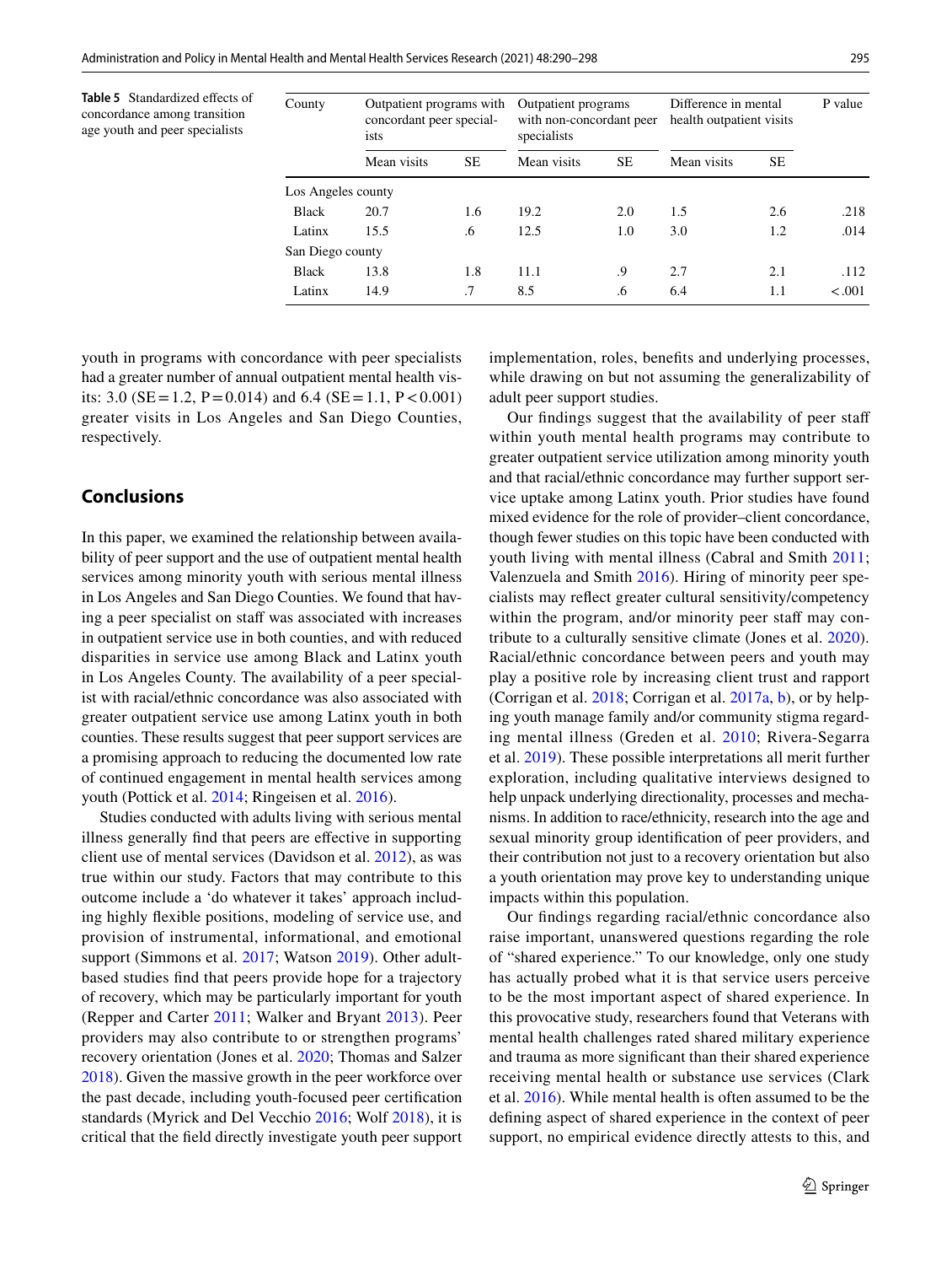**Table 5** Standardized effects of concordance among transition age youth and peer specialists

| County | Outpatient programs with concordant peer specialists | | Outpatient programs with non-concordant peer specialists | | Difference in mental health outpatient visits | | P value |
|---|---|---|---|---|---|---|---|
| | Mean visits | SE | Mean visits | SE | Mean visits | SE | |
| Los Angeles county | | | | | | | |
| Black | 20.7 | 1.6 | 19.2 | 2.0 | 1.5 | 2.6 | .218 |
| Latinx | 15.5 | .6 | 12.5 | 1.0 | 3.0 | 1.2 | .014 |
| San Diego county | | | | | | | |
| Black | 13.8 | 1.8 | 11.1 | .9 | 2.7 | 2.1 | .112 |
| Latinx | 14.9 | .7 | 8.5 | .6 | 6.4 | 1.1 | <.001 |

youth in programs with concordance with peer specialists had a greater number of annual outpatient mental health visits: 3.0 (SE = 1.2, P = 0.014) and 6.4 (SE = 1.1, P < 0.001) greater visits in Los Angeles and San Diego Counties, respectively.

## Conclusions

In this paper, we examined the relationship between availability of peer support and the use of outpatient mental health services among minority youth with serious mental illness in Los Angeles and San Diego Counties. We found that having a peer specialist on staff was associated with increases in outpatient service use in both counties, and with reduced disparities in service use among Black and Latinx youth in Los Angeles County. The availability of a peer specialist with racial/ethnic concordance was also associated with greater outpatient service use among Latinx youth in both counties. These results suggest that peer support services are a promising approach to reducing the documented low rate of continued engagement in mental health services among youth (Pottick et al. 2014; Ringeisen et al. 2016).

Studies conducted with adults living with serious mental illness generally find that peers are effective in supporting client use of mental services (Davidson et al. 2012), as was true within our study. Factors that may contribute to this outcome include a 'do whatever it takes' approach including highly flexible positions, modeling of service use, and provision of instrumental, informational, and emotional support (Simmons et al. 2017; Watson 2019). Other adult-based studies find that peers provide hope for a trajectory of recovery, which may be particularly important for youth (Repper and Carter 2011; Walker and Bryant 2013). Peer providers may also contribute to or strengthen programs' recovery orientation (Jones et al. 2020; Thomas and Salzer 2018). Given the massive growth in the peer workforce over the past decade, including youth-focused peer certification standards (Myrick and Del Vecchio 2016; Wolf 2018), it is critical that the field directly investigate youth peer support implementation, roles, benefits and underlying processes, while drawing on but not assuming the generalizability of adult peer support studies.

Our findings suggest that the availability of peer staff within youth mental health programs may contribute to greater outpatient service utilization among minority youth and that racial/ethnic concordance may further support service uptake among Latinx youth. Prior studies have found mixed evidence for the role of provider–client concordance, though fewer studies on this topic have been conducted with youth living with mental illness (Cabral and Smith 2011; Valenzuela and Smith 2016). Hiring of minority peer specialists may reflect greater cultural sensitivity/competency within the program, and/or minority peer staff may contribute to a culturally sensitive climate (Jones et al. 2020). Racial/ethnic concordance between peers and youth may play a positive role by increasing client trust and rapport (Corrigan et al. 2018; Corrigan et al. 2017a, b), or by helping youth manage family and/or community stigma regarding mental illness (Greden et al. 2010; Rivera-Segarra et al. 2019). These possible interpretations all merit further exploration, including qualitative interviews designed to help unpack underlying directionality, processes and mechanisms. In addition to race/ethnicity, research into the age and sexual minority group identification of peer providers, and their contribution not just to a recovery orientation but also a youth orientation may prove key to understanding unique impacts within this population.

Our findings regarding racial/ethnic concordance also raise important, unanswered questions regarding the role of "shared experience." To our knowledge, only one study has actually probed what it is that service users perceive to be the most important aspect of shared experience. In this provocative study, researchers found that Veterans with mental health challenges rated shared military experience and trauma as more significant than their shared experience receiving mental health or substance use services (Clark et al. 2016). While mental health is often assumed to be the defining aspect of shared experience in the context of peer support, no empirical evidence directly attests to this, and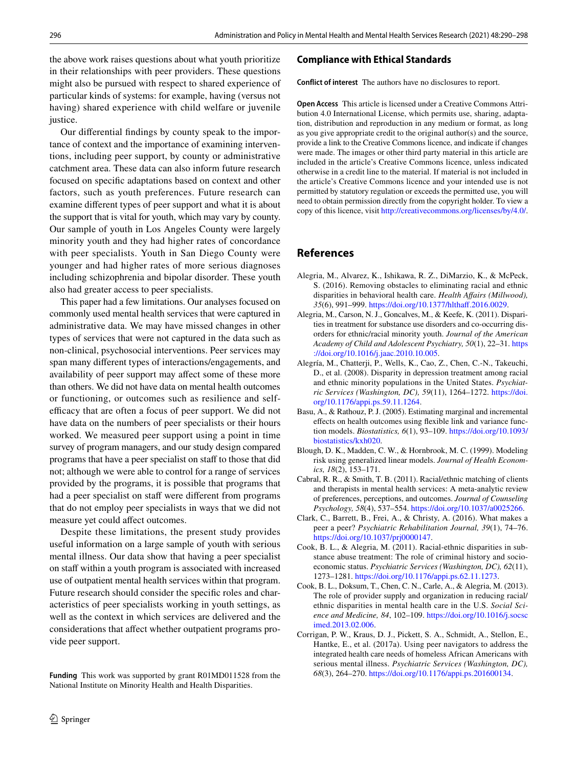the above work raises questions about what youth prioritize in their relationships with peer providers. These questions might also be pursued with respect to shared experience of particular kinds of systems: for example, having (versus not having) shared experience with child welfare or juvenile justice.

Our differential findings by county speak to the importance of context and the importance of examining interventions, including peer support, by county or administrative catchment area. These data can also inform future research focused on specific adaptations based on context and other factors, such as youth preferences. Future research can examine different types of peer support and what it is about the support that is vital for youth, which may vary by county. Our sample of youth in Los Angeles County were largely minority youth and they had higher rates of concordance with peer specialists. Youth in San Diego County were younger and had higher rates of more serious diagnoses including schizophrenia and bipolar disorder. These youth also had greater access to peer specialists.

This paper had a few limitations. Our analyses focused on commonly used mental health services that were captured in administrative data. We may have missed changes in other types of services that were not captured in the data such as non-clinical, psychosocial interventions. Peer services may span many different types of interactions/engagements, and availability of peer support may affect some of these more than others. We did not have data on mental health outcomes or functioning, or outcomes such as resilience and self-efficacy that are often a focus of peer support. We did not have data on the numbers of peer specialists or their hours worked. We measured peer support using a point in time survey of program managers, and our study design compared programs that have a peer specialist on staff to those that did not; although we were able to control for a range of services provided by the programs, it is possible that programs that had a peer specialist on staff were different from programs that do not employ peer specialists in ways that we did not measure yet could affect outcomes.

Despite these limitations, the present study provides useful information on a large sample of youth with serious mental illness. Our data show that having a peer specialist on staff within a youth program is associated with increased use of outpatient mental health services within that program. Future research should consider the specific roles and characteristics of peer specialists working in youth settings, as well as the context in which services are delivered and the considerations that affect whether outpatient programs provide peer support.

**Funding** This work was supported by grant R01MD011528 from the National Institute on Minority Health and Health Disparities.

## Compliance with Ethical Standards

**Conflict of interest** The authors have no disclosures to report.

**Open Access** This article is licensed under a Creative Commons Attribution 4.0 International License, which permits use, sharing, adaptation, distribution and reproduction in any medium or format, as long as you give appropriate credit to the original author(s) and the source, provide a link to the Creative Commons licence, and indicate if changes were made. The images or other third party material in this article are included in the article's Creative Commons licence, unless indicated otherwise in a credit line to the material. If material is not included in the article's Creative Commons licence and your intended use is not permitted by statutory regulation or exceeds the permitted use, you will need to obtain permission directly from the copyright holder. To view a copy of this licence, visit http://creativecommons.org/licenses/by/4.0/.

## References

Alegria, M., Alvarez, K., Ishikawa, R. Z., DiMarzio, K., & McPeck, S. (2016). Removing obstacles to eliminating racial and ethnic disparities in behavioral health care. *Health Affairs (Millwood), 35*(6), 991–999. https://doi.org/10.1377/hlthaff.2016.0029.

Alegria, M., Carson, N. J., Goncalves, M., & Keefe, K. (2011). Disparities in treatment for substance use disorders and co-occurring disorders for ethnic/racial minority youth. *Journal of the American Academy of Child and Adolescent Psychiatry, 50*(1), 22–31. https://doi.org/10.1016/j.jaac.2010.10.005.

Alegría, M., Chatterji, P., Wells, K., Cao, Z., Chen, C.-N., Takeuchi, D., et al. (2008). Disparity in depression treatment among racial and ethnic minority populations in the United States. *Psychiatric Services (Washington, DC), 59*(11), 1264–1272. https://doi.org/10.1176/appi.ps.59.11.1264.

Basu, A., & Rathouz, P. J. (2005). Estimating marginal and incremental effects on health outcomes using flexible link and variance function models. *Biostatistics, 6*(1), 93–109. https://doi.org/10.1093/biostatistics/kxh020.

Blough, D. K., Madden, C. W., & Hornbrook, M. C. (1999). Modeling risk using generalized linear models. *Journal of Health Economics, 18*(2), 153–171.

Cabral, R. R., & Smith, T. B. (2011). Racial/ethnic matching of clients and therapists in mental health services: A meta-analytic review of preferences, perceptions, and outcomes. *Journal of Counseling Psychology, 58*(4), 537–554. https://doi.org/10.1037/a0025266.

Clark, C., Barrett, B., Frei, A., & Christy, A. (2016). What makes a peer a peer? *Psychiatric Rehabilitation Journal, 39*(1), 74–76. https://doi.org/10.1037/prj0000147.

Cook, B. L., & Alegria, M. (2011). Racial-ethnic disparities in substance abuse treatment: The role of criminal history and socioeconomic status. *Psychiatric Services (Washington, DC), 62*(11), 1273–1281. https://doi.org/10.1176/appi.ps.62.11.1273.

Cook, B. L., Doksum, T., Chen, C. N., Carle, A., & Alegria, M. (2013). The role of provider supply and organization in reducing racial/ethnic disparities in mental health care in the U.S. *Social Science and Medicine, 84*, 102–109. https://doi.org/10.1016/j.socscimed.2013.02.006.

Corrigan, P. W., Kraus, D. J., Pickett, S. A., Schmidt, A., Stellon, E., Hantke, E., et al. (2017a). Using peer navigators to address the integrated health care needs of homeless African Americans with serious mental illness. *Psychiatric Services (Washington, DC), 68*(3), 264–270. https://doi.org/10.1176/appi.ps.201600134.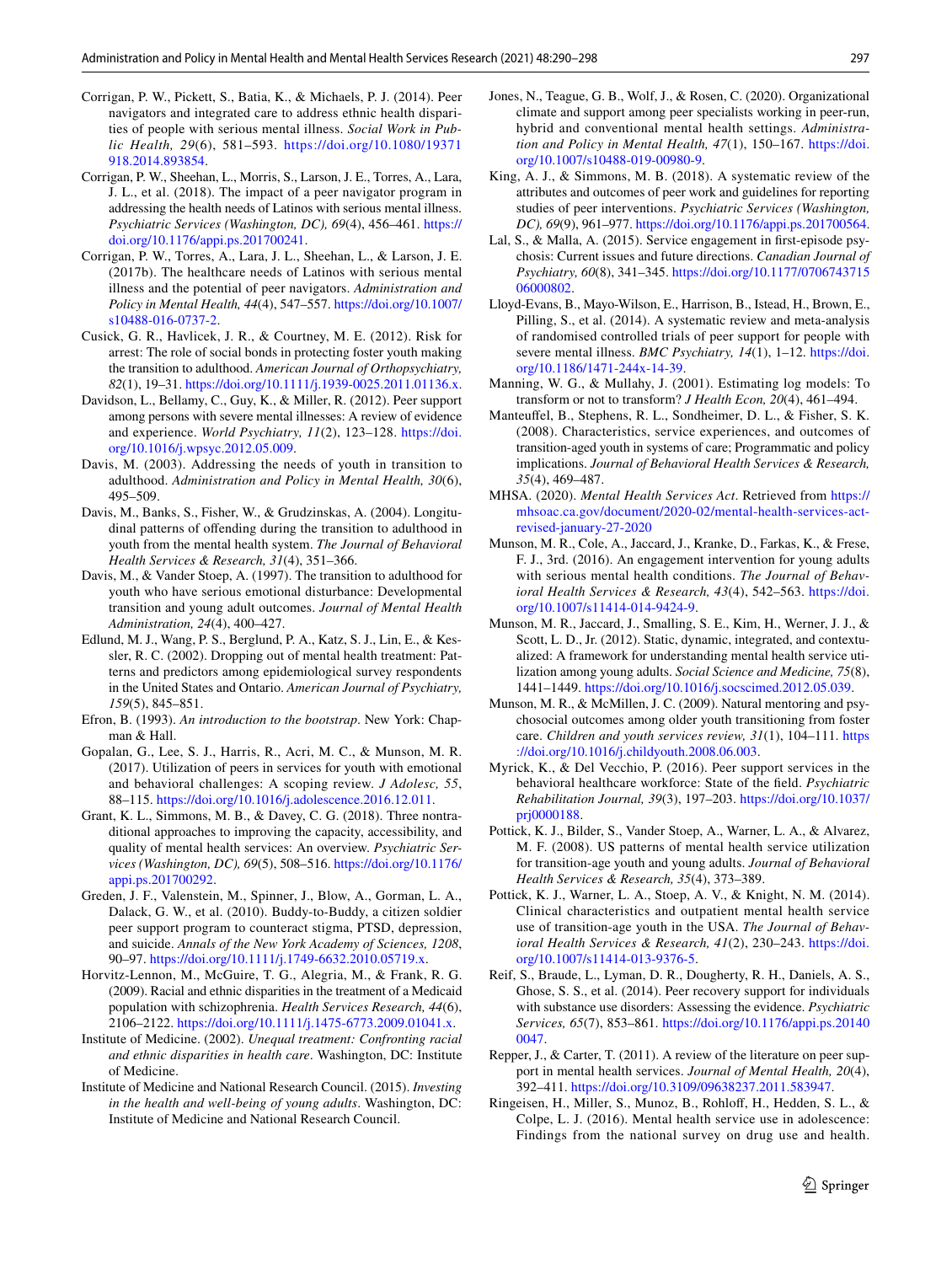Corrigan, P. W., Pickett, S., Batia, K., & Michaels, P. J. (2014). Peer navigators and integrated care to address ethnic health disparities of people with serious mental illness. *Social Work in Public Health, 29*(6), 581–593. https://doi.org/10.1080/19371918.2014.893854.

Corrigan, P. W., Sheehan, L., Morris, S., Larson, J. E., Torres, A., Lara, J. L., et al. (2018). The impact of a peer navigator program in addressing the health needs of Latinos with serious mental illness. *Psychiatric Services (Washington, DC), 69*(4), 456–461. https://doi.org/10.1176/appi.ps.201700241.

Corrigan, P. W., Torres, A., Lara, J. L., Sheehan, L., & Larson, J. E. (2017b). The healthcare needs of Latinos with serious mental illness and the potential of peer navigators. *Administration and Policy in Mental Health, 44*(4), 547–557. https://doi.org/10.1007/s10488-016-0737-2.

Cusick, G. R., Havlicek, J. R., & Courtney, M. E. (2012). Risk for arrest: The role of social bonds in protecting foster youth making the transition to adulthood. *American Journal of Orthopsychiatry, 82*(1), 19–31. https://doi.org/10.1111/j.1939-0025.2011.01136.x.

Davidson, L., Bellamy, C., Guy, K., & Miller, R. (2012). Peer support among persons with severe mental illnesses: A review of evidence and experience. *World Psychiatry, 11*(2), 123–128. https://doi.org/10.1016/j.wpsyc.2012.05.009.

Davis, M. (2003). Addressing the needs of youth in transition to adulthood. *Administration and Policy in Mental Health, 30*(6), 495–509.

Davis, M., Banks, S., Fisher, W., & Grudzinskas, A. (2004). Longitudinal patterns of offending during the transition to adulthood in youth from the mental health system. *The Journal of Behavioral Health Services & Research, 31*(4), 351–366.

Davis, M., & Vander Stoep, A. (1997). The transition to adulthood for youth who have serious emotional disturbance: Developmental transition and young adult outcomes. *Journal of Mental Health Administration, 24*(4), 400–427.

Edlund, M. J., Wang, P. S., Berglund, P. A., Katz, S. J., Lin, E., & Kessler, R. C. (2002). Dropping out of mental health treatment: Patterns and predictors among epidemiological survey respondents in the United States and Ontario. *American Journal of Psychiatry, 159*(5), 845–851.

Efron, B. (1993). *An introduction to the bootstrap*. New York: Chapman & Hall.

Gopalan, G., Lee, S. J., Harris, R., Acri, M. C., & Munson, M. R. (2017). Utilization of peers in services for youth with emotional and behavioral challenges: A scoping review. *J Adolesc, 55*, 88–115. https://doi.org/10.1016/j.adolescence.2016.12.011.

Grant, K. L., Simmons, M. B., & Davey, C. G. (2018). Three nontraditional approaches to improving the capacity, accessibility, and quality of mental health services: An overview. *Psychiatric Services (Washington, DC), 69*(5), 508–516. https://doi.org/10.1176/appi.ps.201700292.

Greden, J. F., Valenstein, M., Spinner, J., Blow, A., Gorman, L. A., Dalack, G. W., et al. (2010). Buddy-to-Buddy, a citizen soldier peer support program to counteract stigma, PTSD, depression, and suicide. *Annals of the New York Academy of Sciences, 1208*, 90–97. https://doi.org/10.1111/j.1749-6632.2010.05719.x.

Horvitz-Lennon, M., McGuire, T. G., Alegria, M., & Frank, R. G. (2009). Racial and ethnic disparities in the treatment of a Medicaid population with schizophrenia. *Health Services Research, 44*(6), 2106–2122. https://doi.org/10.1111/j.1475-6773.2009.01041.x.

Institute of Medicine. (2002). *Unequal treatment: Confronting racial and ethnic disparities in health care*. Washington, DC: Institute of Medicine.

Institute of Medicine and National Research Council. (2015). *Investing in the health and well-being of young adults*. Washington, DC: Institute of Medicine and National Research Council.

Jones, N., Teague, G. B., Wolf, J., & Rosen, C. (2020). Organizational climate and support among peer specialists working in peer-run, hybrid and conventional mental health settings. *Administration and Policy in Mental Health, 47*(1), 150–167. https://doi.org/10.1007/s10488-019-00980-9.

King, A. J., & Simmons, M. B. (2018). A systematic review of the attributes and outcomes of peer work and guidelines for reporting studies of peer interventions. *Psychiatric Services (Washington, DC), 69*(9), 961–977. https://doi.org/10.1176/appi.ps.201700564.

Lal, S., & Malla, A. (2015). Service engagement in first-episode psychosis: Current issues and future directions. *Canadian Journal of Psychiatry, 60*(8), 341–345. https://doi.org/10.1177/070674371506000802.

Lloyd-Evans, B., Mayo-Wilson, E., Harrison, B., Istead, H., Brown, E., Pilling, S., et al. (2014). A systematic review and meta-analysis of randomised controlled trials of peer support for people with severe mental illness. *BMC Psychiatry, 14*(1), 1–12. https://doi.org/10.1186/1471-244x-14-39.

Manning, W. G., & Mullahy, J. (2001). Estimating log models: To transform or not to transform? *J Health Econ, 20*(4), 461–494.

Manteuffel, B., Stephens, R. L., Sondheimer, D. L., & Fisher, S. K. (2008). Characteristics, service experiences, and outcomes of transition-aged youth in systems of care; Programmatic and policy implications. *Journal of Behavioral Health Services & Research, 35*(4), 469–487.

MHSA. (2020). *Mental Health Services Act*. Retrieved from https://mhsoac.ca.gov/document/2020-02/mental-health-services-act-revised-january-27-2020

Munson, M. R., Cole, A., Jaccard, J., Kranke, D., Farkas, K., & Frese, F. J., 3rd. (2016). An engagement intervention for young adults with serious mental health conditions. *The Journal of Behavioral Health Services & Research, 43*(4), 542–563. https://doi.org/10.1007/s11414-014-9424-9.

Munson, M. R., Jaccard, J., Smalling, S. E., Kim, H., Werner, J. J., & Scott, L. D., Jr. (2012). Static, dynamic, integrated, and contextualized: A framework for understanding mental health service utilization among young adults. *Social Science and Medicine, 75*(8), 1441–1449. https://doi.org/10.1016/j.socscimed.2012.05.039.

Munson, M. R., & McMillen, J. C. (2009). Natural mentoring and psychosocial outcomes among older youth transitioning from foster care. *Children and youth services review, 31*(1), 104–111. https://doi.org/10.1016/j.childyouth.2008.06.003.

Myrick, K., & Del Vecchio, P. (2016). Peer support services in the behavioral healthcare workforce: State of the field. *Psychiatric Rehabilitation Journal, 39*(3), 197–203. https://doi.org/10.1037/prj0000188.

Pottick, K. J., Bilder, S., Vander Stoep, A., Warner, L. A., & Alvarez, M. F. (2008). US patterns of mental health service utilization for transition-age youth and young adults. *Journal of Behavioral Health Services & Research, 35*(4), 373–389.

Pottick, K. J., Warner, L. A., Stoep, A. V., & Knight, N. M. (2014). Clinical characteristics and outpatient mental health service use of transition-age youth in the USA. *The Journal of Behavioral Health Services & Research, 41*(2), 230–243. https://doi.org/10.1007/s11414-013-9376-5.

Reif, S., Braude, L., Lyman, D. R., Dougherty, R. H., Daniels, A. S., Ghose, S. S., et al. (2014). Peer recovery support for individuals with substance use disorders: Assessing the evidence. *Psychiatric Services, 65*(7), 853–861. https://doi.org/10.1176/appi.ps.201400047.

Repper, J., & Carter, T. (2011). A review of the literature on peer support in mental health services. *Journal of Mental Health, 20*(4), 392–411. https://doi.org/10.3109/09638237.2011.583947.

Ringeisen, H., Miller, S., Munoz, B., Rohloff, H., Hedden, S. L., & Colpe, L. J. (2016). Mental health service use in adolescence: Findings from the national survey on drug use and health.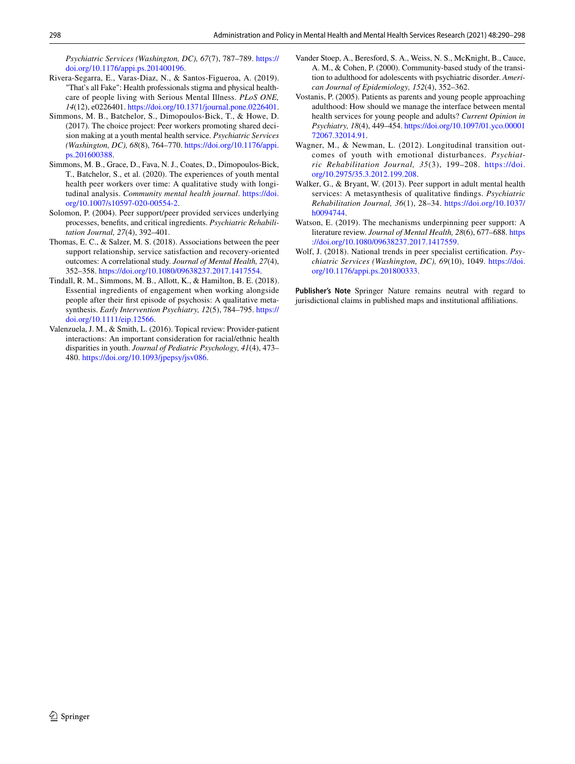*Psychiatric Services (Washington, DC), 67*(7), 787–789. https://doi.org/10.1176/appi.ps.201400196.

Rivera-Segarra, E., Varas-Diaz, N., & Santos-Figueroa, A. (2019). "That's all Fake": Health professionals stigma and physical healthcare of people living with Serious Mental Illness. *PLoS ONE, 14*(12), e0226401. https://doi.org/10.1371/journal.pone.0226401.

Simmons, M. B., Batchelor, S., Dimopoulos-Bick, T., & Howe, D. (2017). The choice project: Peer workers promoting shared decision making at a youth mental health service. *Psychiatric Services (Washington, DC), 68*(8), 764–770. https://doi.org/10.1176/appi.ps.201600388.

Simmons, M. B., Grace, D., Fava, N. J., Coates, D., Dimopoulos-Bick, T., Batchelor, S., et al. (2020). The experiences of youth mental health peer workers over time: A qualitative study with longitudinal analysis. *Community mental health journal*. https://doi.org/10.1007/s10597-020-00554-2.

Solomon, P. (2004). Peer support/peer provided services underlying processes, benefits, and critical ingredients. *Psychiatric Rehabilitation Journal, 27*(4), 392–401.

Thomas, E. C., & Salzer, M. S. (2018). Associations between the peer support relationship, service satisfaction and recovery-oriented outcomes: A correlational study. *Journal of Mental Health, 27*(4), 352–358. https://doi.org/10.1080/09638237.2017.1417554.

Tindall, R. M., Simmons, M. B., Allott, K., & Hamilton, B. E. (2018). Essential ingredients of engagement when working alongside people after their first episode of psychosis: A qualitative meta-synthesis. *Early Intervention Psychiatry, 12*(5), 784–795. https://doi.org/10.1111/eip.12566.

Valenzuela, J. M., & Smith, L. (2016). Topical review: Provider-patient interactions: An important consideration for racial/ethnic health disparities in youth. *Journal of Pediatric Psychology, 41*(4), 473–480. https://doi.org/10.1093/jpepsy/jsv086.

Vander Stoep, A., Beresford, S. A., Weiss, N. S., McKnight, B., Cauce, A. M., & Cohen, P. (2000). Community-based study of the transition to adulthood for adolescents with psychiatric disorder. *American Journal of Epidemiology, 152*(4), 352–362.

Vostanis, P. (2005). Patients as parents and young people approaching adulthood: How should we manage the interface between mental health services for young people and adults? *Current Opinion in Psychiatry, 18*(4), 449–454. https://doi.org/10.1097/01.yco.0000172067.32014.91.

Wagner, M., & Newman, L. (2012). Longitudinal transition outcomes of youth with emotional disturbances. *Psychiatric Rehabilitation Journal, 35*(3), 199–208. https://doi.org/10.2975/35.3.2012.199.208.

Walker, G., & Bryant, W. (2013). Peer support in adult mental health services: A metasynthesis of qualitative findings. *Psychiatric Rehabilitation Journal, 36*(1), 28–34. https://doi.org/10.1037/h0094744.

Watson, E. (2019). The mechanisms underpinning peer support: A literature review. *Journal of Mental Health, 28*(6), 677–688. https://doi.org/10.1080/09638237.2017.1417559.

Wolf, J. (2018). National trends in peer specialist certification. *Psychiatric Services (Washington, DC), 69*(10), 1049. https://doi.org/10.1176/appi.ps.201800333.

**Publisher's Note** Springer Nature remains neutral with regard to jurisdictional claims in published maps and institutional affiliations.